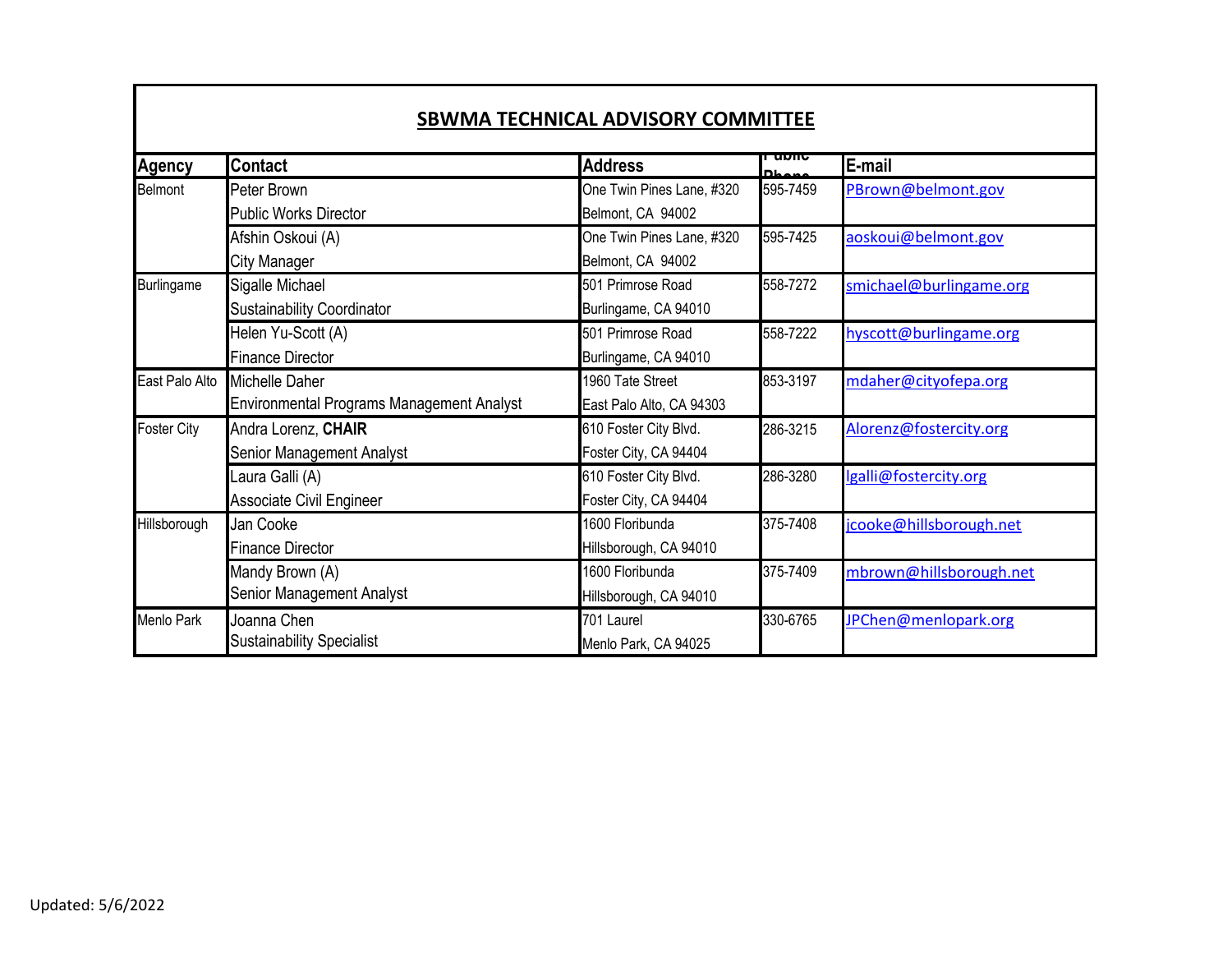## SBWMA TECHNICAL ADVISORY COMMITTEE

| Agency | Contact | Address | Public Phone | E-mail |
|---|---|---|---|---|
| Belmont | Peter Brown<br>Public Works Director | One Twin Pines Lane, #320<br>Belmont, CA 94002 | 595-7459 | PBrown@belmont.gov |
| | Afshin Oskoui (A)<br>City Manager | One Twin Pines Lane, #320<br>Belmont, CA 94002 | 595-7425 | aoskoui@belmont.gov |
| Burlingame | Sigalle Michael<br>Sustainability Coordinator | 501 Primrose Road<br>Burlingame, CA 94010 | 558-7272 | smichael@burlingame.org |
| | Helen Yu-Scott (A)<br>Finance Director | 501 Primrose Road<br>Burlingame, CA 94010 | 558-7222 | hyscott@burlingame.org |
| East Palo Alto | Michelle Daher<br>Environmental Programs Management Analyst | 1960 Tate Street<br>East Palo Alto, CA 94303 | 853-3197 | mdaher@cityofepa.org |
| Foster City | Andra Lorenz, **CHAIR**<br>Senior Management Analyst | 610 Foster City Blvd.<br>Foster City, CA 94404 | 286-3215 | Alorenz@fostercity.org |
| | Laura Galli (A)<br>Associate Civil Engineer | 610 Foster City Blvd.<br>Foster City, CA 94404 | 286-3280 | lgalli@fostercity.org |
| Hillsborough | Jan Cooke<br>Finance Director | 1600 Floribunda<br>Hillsborough, CA 94010 | 375-7408 | jcooke@hillsborough.net |
| | Mandy Brown (A)<br>Senior Management Analyst | 1600 Floribunda<br>Hillsborough, CA 94010 | 375-7409 | mbrown@hillsborough.net |
| Menlo Park | Joanna Chen<br>Sustainability Specialist | 701 Laurel<br>Menlo Park, CA 94025 | 330-6765 | JPChen@menlopark.org |

Updated: 5/6/2022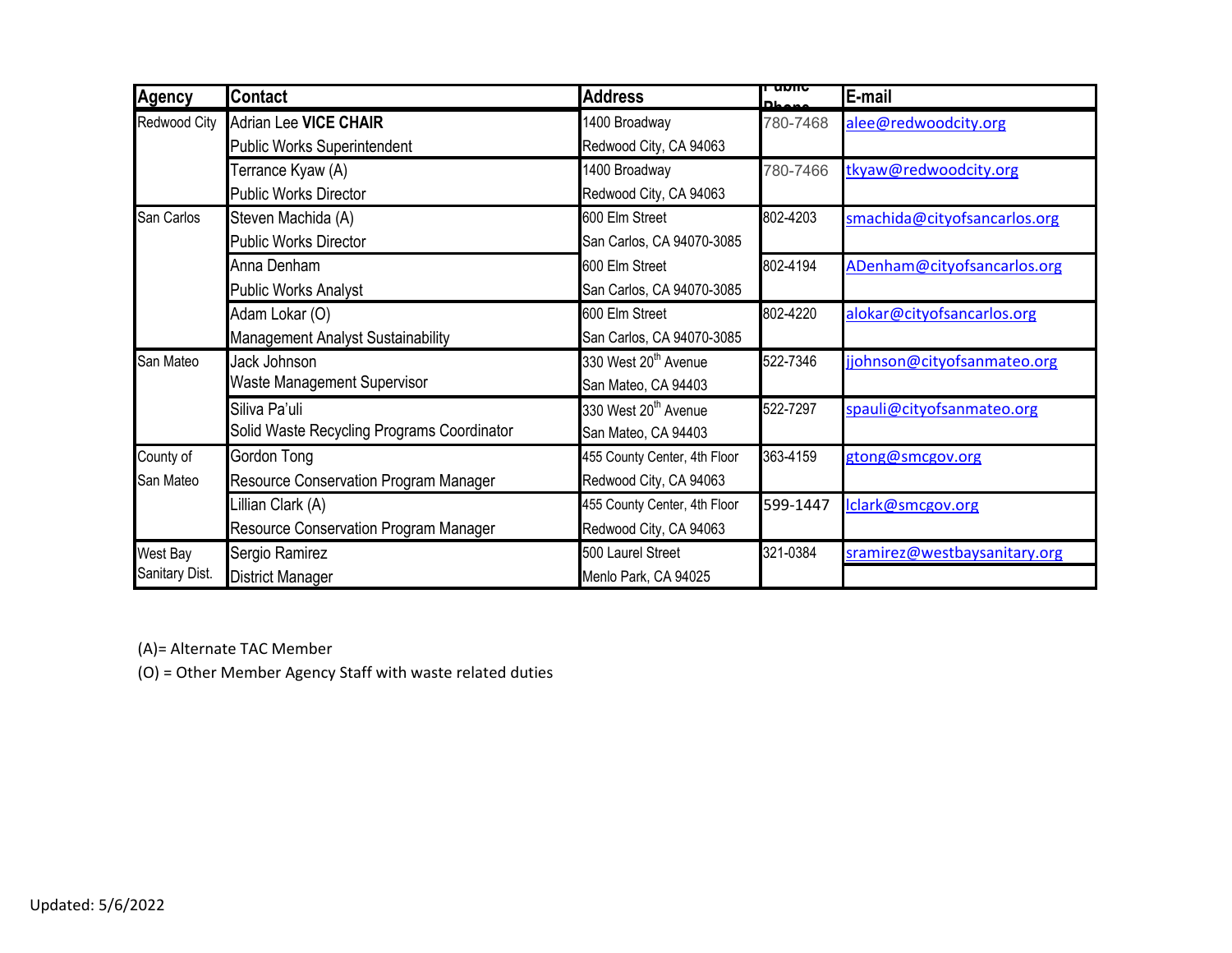| Agency | Contact | Address | Public Phone | E-mail |
|---|---|---|---|---|
| Redwood City | Adrian Lee **VICE CHAIR**<br>Public Works Superintendent | 1400 Broadway<br>Redwood City, CA 94063 | 780-7468 | alee@redwoodcity.org |
| | Terrance Kyaw (A)<br>Public Works Director | 1400 Broadway<br>Redwood City, CA 94063 | 780-7466 | tkyaw@redwoodcity.org |
| San Carlos | Steven Machida (A)<br>Public Works Director | 600 Elm Street<br>San Carlos, CA 94070-3085 | 802-4203 | smachida@cityofsancarlos.org |
| | Anna Denham<br>Public Works Analyst | 600 Elm Street<br>San Carlos, CA 94070-3085 | 802-4194 | ADenham@cityofsancarlos.org |
| | Adam Lokar (O)<br>Management Analyst Sustainability | 600 Elm Street<br>San Carlos, CA 94070-3085 | 802-4220 | alokar@cityofsancarlos.org |
| San Mateo | Jack Johnson<br>Waste Management Supervisor | 330 West 20th Avenue<br>San Mateo, CA 94403 | 522-7346 | jjohnson@cityofsanmateo.org |
| | Siliva Pa'uli<br>Solid Waste Recycling Programs Coordinator | 330 West 20th Avenue<br>San Mateo, CA 94403 | 522-7297 | spauli@cityofsanmateo.org |
| County of San Mateo | Gordon Tong<br>Resource Conservation Program Manager | 455 County Center, 4th Floor<br>Redwood City, CA 94063 | 363-4159 | gtong@smcgov.org |
| | Lillian Clark (A)<br>Resource Conservation Program Manager | 455 County Center, 4th Floor<br>Redwood City, CA 94063 | 599-1447 | lclark@smcgov.org |
| West Bay Sanitary Dist. | Sergio Ramirez<br>District Manager | 500 Laurel Street<br>Menlo Park, CA 94025 | 321-0384 | sramirez@westbaysanitary.org |

(A)= Alternate TAC Member

(O) = Other Member Agency Staff with waste related duties

Updated: 5/6/2022